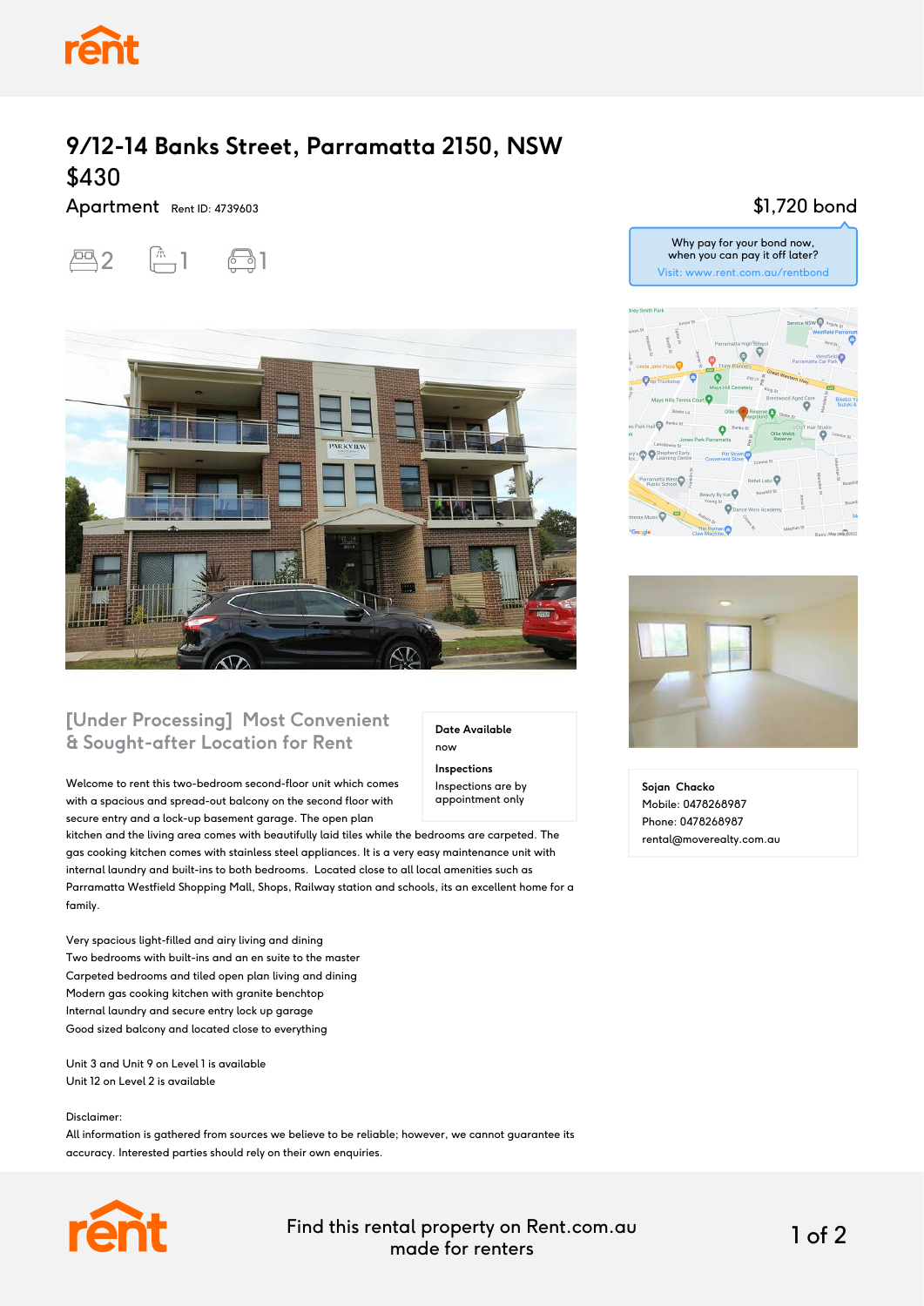# 9/12-14 Banks Street, Parramatta 2150, NSW

## $430

Apartment Rent ID: 4739603

2 1 1

$1,720 bond

Why pay for your bond now, when you can pay it off later?
Visit: www.rent.com.au/rentbond

## [Under Processing] Most Convenient & Sought-after Location for Rent

**Date Available**
now

**Inspections**
Inspections are by appointment only

Welcome to rent this two-bedroom second-floor unit which comes with a spacious and spread-out balcony on the second floor with secure entry and a lock-up basement garage. The open plan kitchen and the living area comes with beautifully laid tiles while the bedrooms are carpeted. The gas cooking kitchen comes with stainless steel appliances. It is a very easy maintenance unit with internal laundry and built-ins to both bedrooms. Located close to all local amenities such as Parramatta Westfield Shopping Mall, Shops, Railway station and schools, its an excellent home for a family.

Very spacious light-filled and airy living and dining
Two bedrooms with built-ins and an en suite to the master
Carpeted bedrooms and tiled open plan living and dining
Modern gas cooking kitchen with granite benchtop
Internal laundry and secure entry lock up garage
Good sized balcony and located close to everything

Unit 3 and Unit 9 on Level 1 is available
Unit 12 on Level 2 is available

Disclaimer:
All information is gathered from sources we believe to be reliable; however, we cannot guarantee its accuracy. Interested parties should rely on their own enquiries.

**Sojan Chacko**
Mobile: 0478268987
Phone: 0478268987
rental@moverealty.com.au

Find this rental property on Rent.com.au made for renters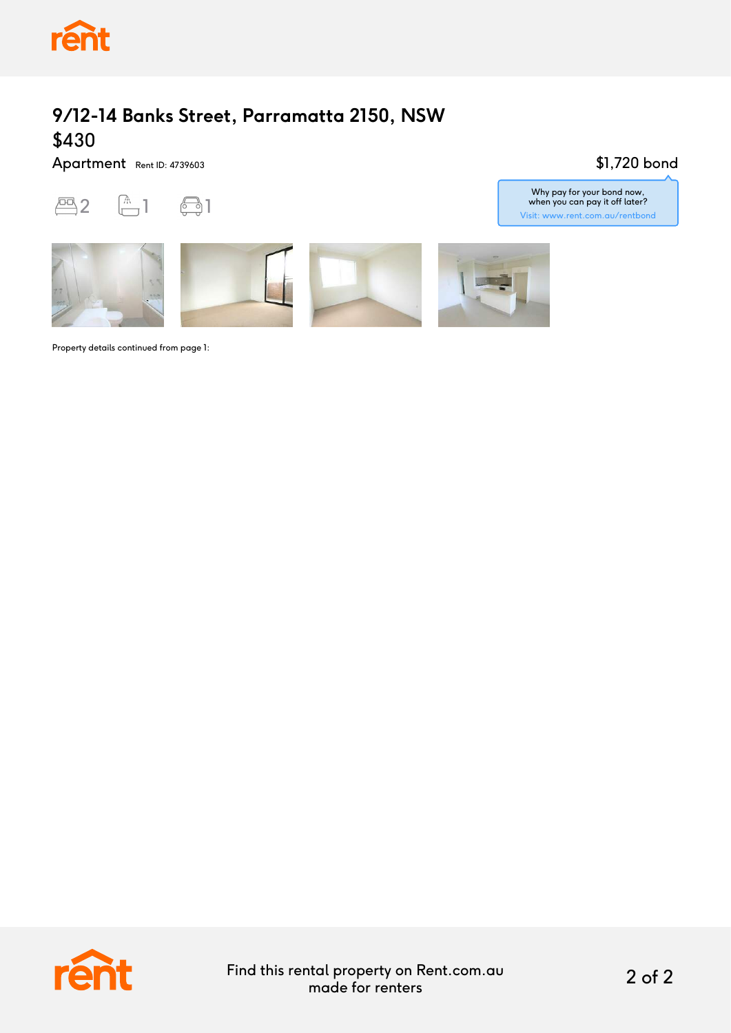# 9/12-14 Banks Street, Parramatta 2150, NSW

## $430

Apartment Rent ID: 4739603

$1,720 bond

Why pay for your bond now, when you can pay it off later?
Visit: www.rent.com.au/rentbond

2 1 1

Property details continued from page 1:

Find this rental property on Rent.com.au made for renters